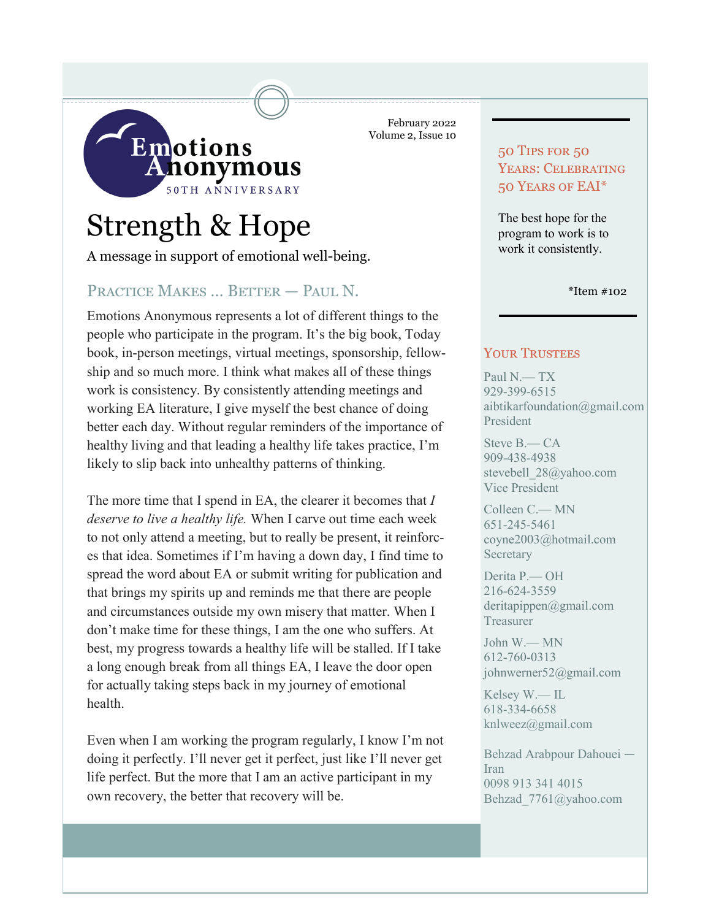Emotions Anonymous

50TH ANNIVERSARY

February 2022
Volume 2, Issue 10

# Strength & Hope

A message in support of emotional well-being.

## Practice Makes ... Better — Paul N.

Emotions Anonymous represents a lot of different things to the people who participate in the program. It's the big book, Today book, in-person meetings, virtual meetings, sponsorship, fellowship and so much more. I think what makes all of these things work is consistency. By consistently attending meetings and working EA literature, I give myself the best chance of doing better each day. Without regular reminders of the importance of healthy living and that leading a healthy life takes practice, I'm likely to slip back into unhealthy patterns of thinking.

The more time that I spend in EA, the clearer it becomes that *I deserve to live a healthy life.* When I carve out time each week to not only attend a meeting, but to really be present, it reinforces that idea. Sometimes if I'm having a down day, I find time to spread the word about EA or submit writing for publication and that brings my spirits up and reminds me that there are people and circumstances outside my own misery that matter. When I don't make time for these things, I am the one who suffers. At best, my progress towards a healthy life will be stalled. If I take a long enough break from all things EA, I leave the door open for actually taking steps back in my journey of emotional health.

Even when I am working the program regularly, I know I'm not doing it perfectly. I'll never get it perfect, just like I'll never get life perfect. But the more that I am an active participant in my own recovery, the better that recovery will be.

## 50 Tips for 50 Years: Celebrating 50 Years of EAI*

The best hope for the program to work is to work it consistently.

*Item #102

## Your Trustees

Paul N.— TX
929-399-6515
aibtikarfoundation@gmail.com
President

Steve B.— CA
909-438-4938
stevebell_28@yahoo.com
Vice President

Colleen C.— MN
651-245-5461
coyne2003@hotmail.com
Secretary

Derita P.— OH
216-624-3559
deritapippen@gmail.com
Treasurer

John W.— MN
612-760-0313
johnwerner52@gmail.com

Kelsey W.— IL
618-334-6658
knlweez@gmail.com

Behzad Arabpour Dahouei — Iran
0098 913 341 4015
Behzad_7761@yahoo.com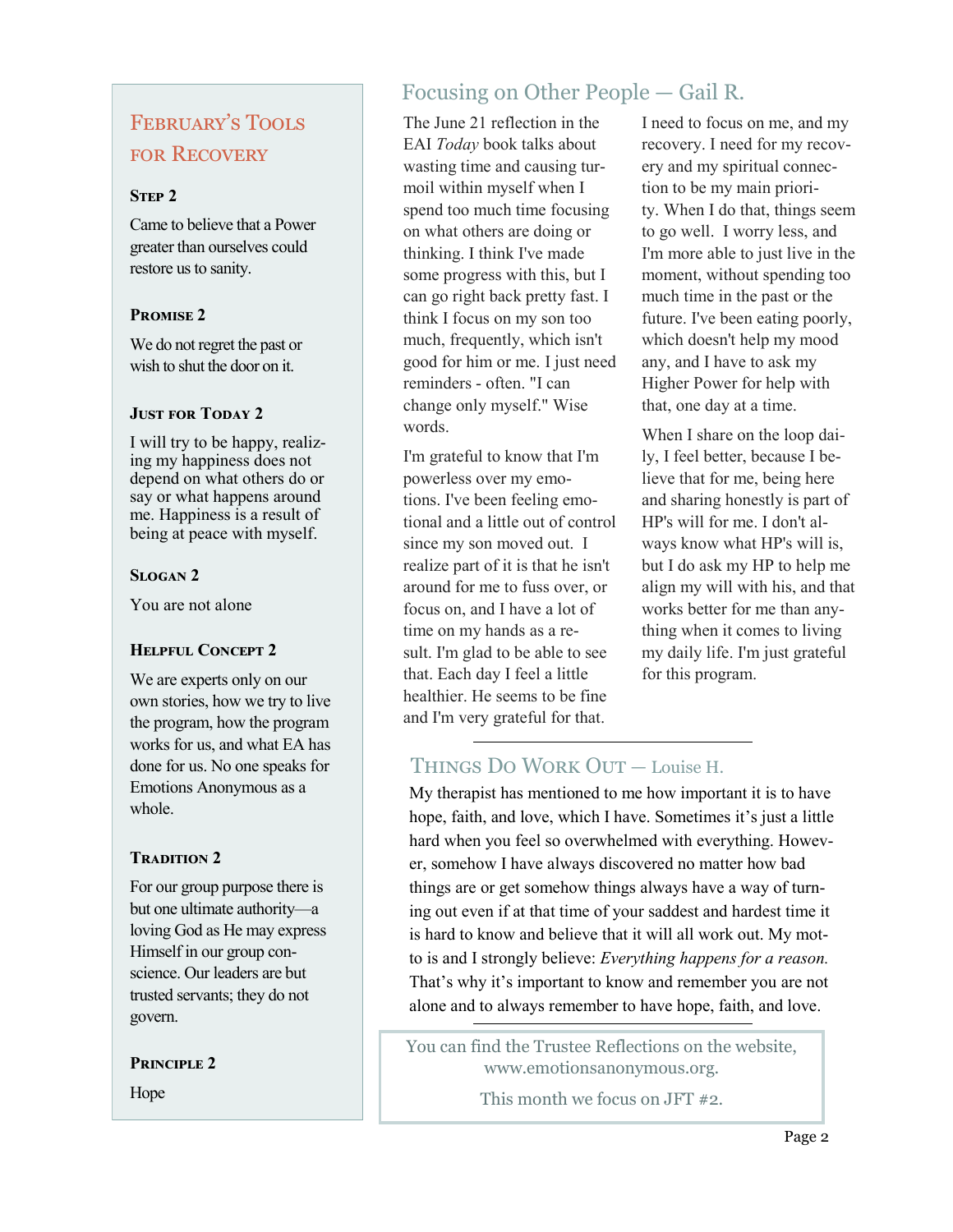## February's Tools for Recovery

### Step 2

Came to believe that a Power greater than ourselves could restore us to sanity.

### Promise 2

We do not regret the past or wish to shut the door on it.

### Just for Today 2

I will try to be happy, realizing my happiness does not depend on what others do or say or what happens around me. Happiness is a result of being at peace with myself.

### Slogan 2

You are not alone

### Helpful Concept 2

We are experts only on our own stories, how we try to live the program, how the program works for us, and what EA has done for us. No one speaks for Emotions Anonymous as a whole.

### Tradition 2

For our group purpose there is but one ultimate authority—a loving God as He may express Himself in our group conscience. Our leaders are but trusted servants; they do not govern.

### Principle 2

Hope

## Focusing on Other People — Gail R.

The June 21 reflection in the EAI *Today* book talks about wasting time and causing turmoil within myself when I spend too much time focusing on what others are doing or thinking. I think I've made some progress with this, but I can go right back pretty fast. I think I focus on my son too much, frequently, which isn't good for him or me. I just need reminders - often. "I can change only myself." Wise words.

I'm grateful to know that I'm powerless over my emotions. I've been feeling emotional and a little out of control since my son moved out. I realize part of it is that he isn't around for me to fuss over, or focus on, and I have a lot of time on my hands as a result. I'm glad to be able to see that. Each day I feel a little healthier. He seems to be fine and I'm very grateful for that.

I need to focus on me, and my recovery. I need for my recovery and my spiritual connection to be my main priority. When I do that, things seem to go well. I worry less, and I'm more able to just live in the moment, without spending too much time in the past or the future. I've been eating poorly, which doesn't help my mood any, and I have to ask my Higher Power for help with that, one day at a time.

When I share on the loop daily, I feel better, because I believe that for me, being here and sharing honestly is part of HP's will for me. I don't always know what HP's will is, but I do ask my HP to help me align my will with his, and that works better for me than anything when it comes to living my daily life. I'm just grateful for this program.

## Things Do Work Out — Louise H.

My therapist has mentioned to me how important it is to have hope, faith, and love, which I have. Sometimes it's just a little hard when you feel so overwhelmed with everything. However, somehow I have always discovered no matter how bad things are or get somehow things always have a way of turning out even if at that time of your saddest and hardest time it is hard to know and believe that it will all work out. My motto is and I strongly believe: *Everything happens for a reason.* That's why it's important to know and remember you are not alone and to always remember to have hope, faith, and love.

---

You can find the Trustee Reflections on the website, www.emotionsanonymous.org.

This month we focus on JFT #2.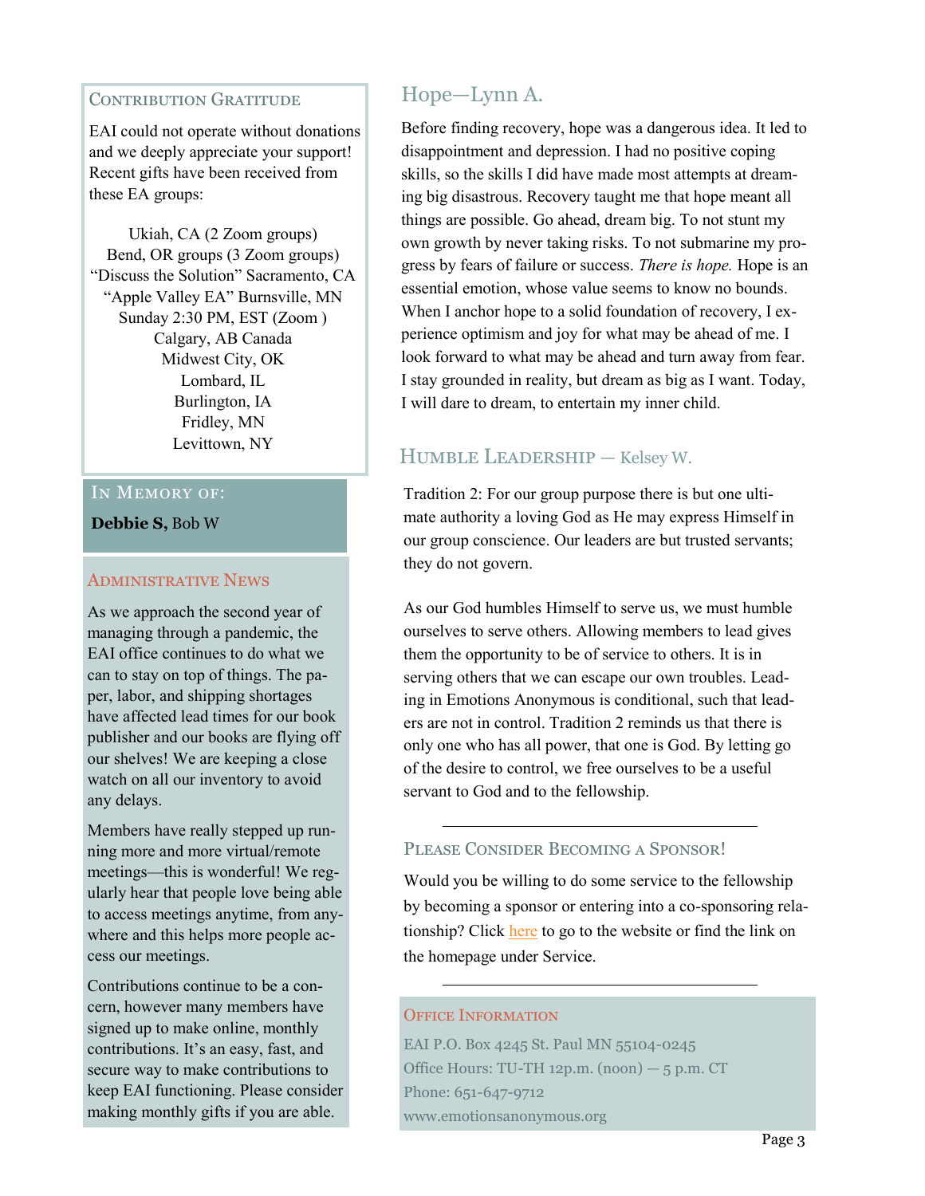## Contribution Gratitude

EAI could not operate without donations and we deeply appreciate your support! Recent gifts have been received from these EA groups:

Ukiah, CA (2 Zoom groups)
Bend, OR groups (3 Zoom groups)
"Discuss the Solution" Sacramento, CA
"Apple Valley EA" Burnsville, MN
Sunday 2:30 PM, EST (Zoom )
Calgary, AB Canada
Midwest City, OK
Lombard, IL
Burlington, IA
Fridley, MN
Levittown, NY

## In Memory of:

**Debbie S,** Bob W

## Administrative News

As we approach the second year of managing through a pandemic, the EAI office continues to do what we can to stay on top of things. The paper, labor, and shipping shortages have affected lead times for our book publisher and our books are flying off our shelves! We are keeping a close watch on all our inventory to avoid any delays.

Members have really stepped up running more and more virtual/remote meetings—this is wonderful! We regularly hear that people love being able to access meetings anytime, from anywhere and this helps more people access our meetings.

Contributions continue to be a concern, however many members have signed up to make online, monthly contributions. It's an easy, fast, and secure way to make contributions to keep EAI functioning. Please consider making monthly gifts if you are able.

## Hope—Lynn A.

Before finding recovery, hope was a dangerous idea. It led to disappointment and depression. I had no positive coping skills, so the skills I did have made most attempts at dreaming big disastrous. Recovery taught me that hope meant all things are possible. Go ahead, dream big. To not stunt my own growth by never taking risks. To not submarine my progress by fears of failure or success. *There is hope.* Hope is an essential emotion, whose value seems to know no bounds. When I anchor hope to a solid foundation of recovery, I experience optimism and joy for what may be ahead of me. I look forward to what may be ahead and turn away from fear. I stay grounded in reality, but dream as big as I want. Today, I will dare to dream, to entertain my inner child.

## Humble Leadership — Kelsey W.

Tradition 2: For our group purpose there is but one ultimate authority a loving God as He may express Himself in our group conscience. Our leaders are but trusted servants; they do not govern.

As our God humbles Himself to serve us, we must humble ourselves to serve others. Allowing members to lead gives them the opportunity to be of service to others. It is in serving others that we can escape our own troubles. Leading in Emotions Anonymous is conditional, such that leaders are not in control. Tradition 2 reminds us that there is only one who has all power, that one is God. By letting go of the desire to control, we free ourselves to be a useful servant to God and to the fellowship.

---

## Please Consider Becoming a Sponsor!

Would you be willing to do some service to the fellowship by becoming a sponsor or entering into a co-sponsoring relationship? Click here to go to the website or find the link on the homepage under Service.

---

## Office Information

EAI P.O. Box 4245 St. Paul MN 55104-0245
Office Hours: TU-TH 12p.m. (noon) — 5 p.m. CT
Phone: 651-647-9712
www.emotionsanonymous.org